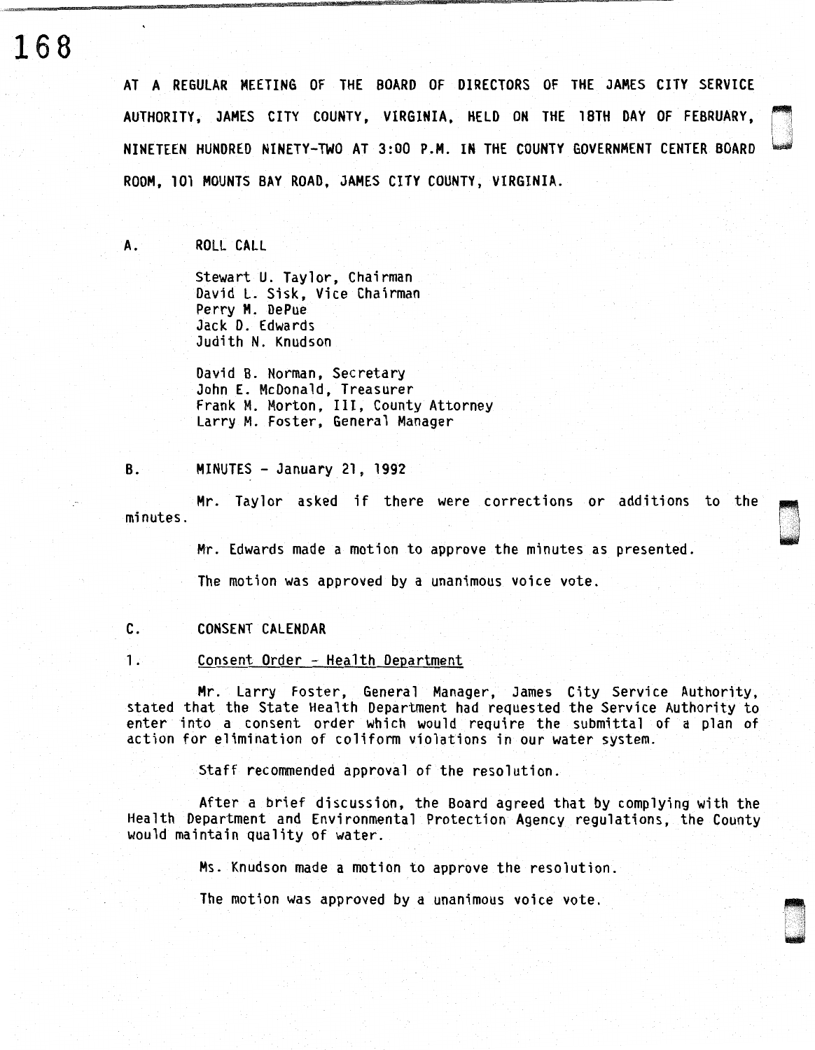AT A REGULAR MEETING OF THE BOARD OF DIRECTORS OF THE JAMES CITY SERVICE AUTHORITY, JAMES CITY COUNTY, VIRGINIA, HELD ON THE 18TH DAY OF FEBRUARY, NINETEEN HUNDRED NINETY-TWO AT 3:00 P.M. IN THE COUNTY GOVERNMENT CENTER BOARD ROOM, 101 MOUNTS BAY ROAD, JAMES CITY COUNTY, VIRGINIA.

A. ROLL CALL

Stewart U. Taylor, Chairman
David L. Sisk, Vice Chairman
Perry M. DePue
Jack D. Edwards
Judith N. Knudson

David B. Norman, Secretary
John E. McDonald, Treasurer
Frank M. Morton, III, County Attorney
Larry M. Foster, General Manager

B. MINUTES - January 21, 1992

Mr. Taylor asked if there were corrections or additions to the minutes.

Mr. Edwards made a motion to approve the minutes as presented.

The motion was approved by a unanimous voice vote.

C. CONSENT CALENDAR

1. Consent Order - Health Department

Mr. Larry Foster, General Manager, James City Service Authority, stated that the State Health Department had requested the Service Authority to enter into a consent order which would require the submittal of a plan of action for elimination of coliform violations in our water system.

Staff recommended approval of the resolution.

After a brief discussion, the Board agreed that by complying with the Health Department and Environmental Protection Agency regulations, the County would maintain quality of water.

Ms. Knudson made a motion to approve the resolution.

The motion was approved by a unanimous voice vote.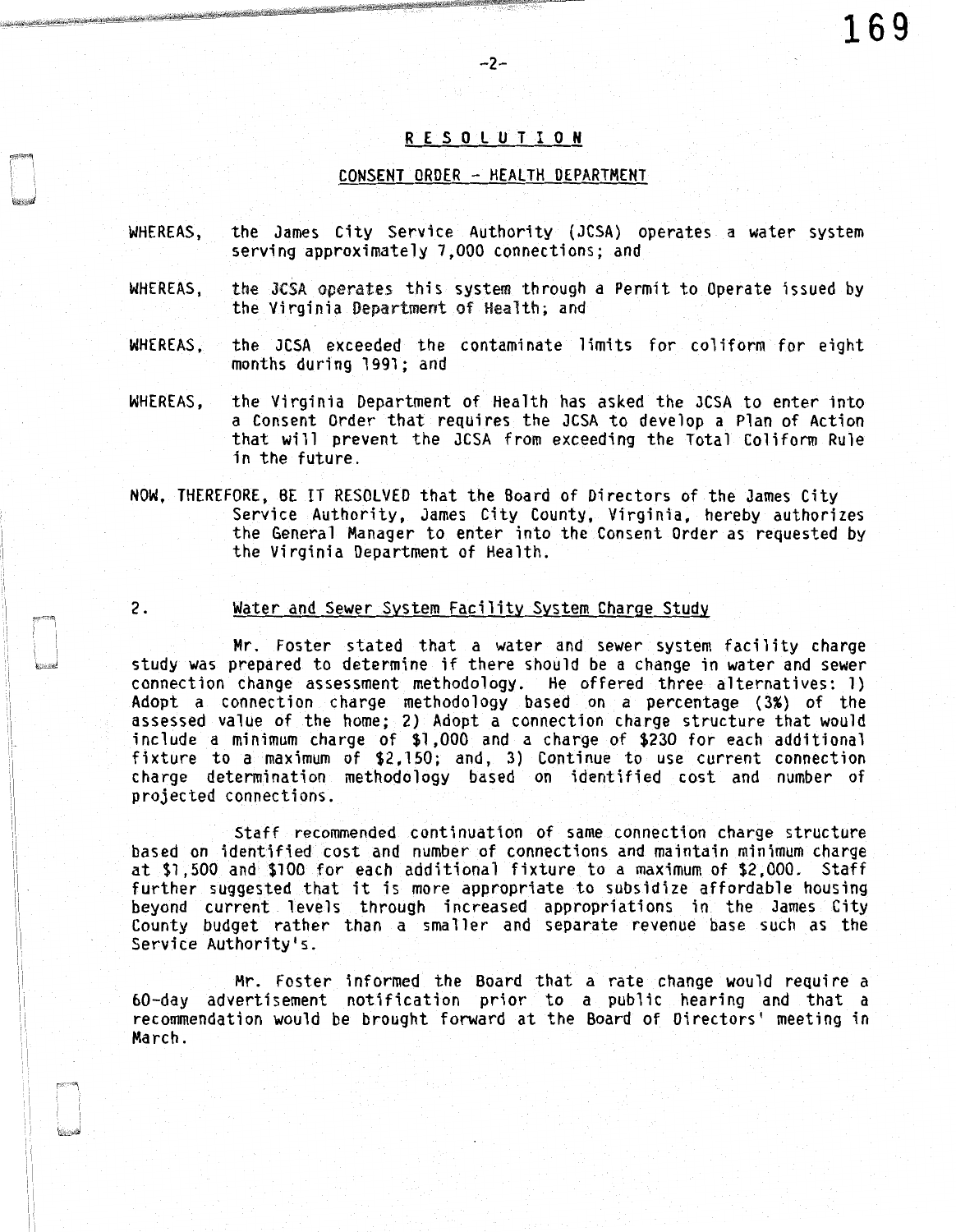## R E S O L U T I O N

### CONSENT ORDER - HEALTH DEPARTMENT

WHEREAS, the James City Service Authority (JCSA) operates a water system serving approximately 7,000 connections; and

WHEREAS, the JCSA operates this system through a Permit to Operate issued by the Virginia Department of Health; and

WHEREAS, the JCSA exceeded the contaminate limits for coliform for eight months during 1991; and

WHEREAS, the Virginia Department of Health has asked the JCSA to enter into a Consent Order that requires the JCSA to develop a Plan of Action that will prevent the JCSA from exceeding the Total Coliform Rule in the future.

NOW, THEREFORE, BE IT RESOLVED that the Board of Directors of the James City Service Authority, James City County, Virginia, hereby authorizes the General Manager to enter into the Consent Order as requested by the Virginia Department of Health.

2. Water and Sewer System Facility System Charge Study

Mr. Foster stated that a water and sewer system facility charge study was prepared to determine if there should be a change in water and sewer connection change assessment methodology. He offered three alternatives: 1) Adopt a connection charge methodology based on a percentage (3%) of the assessed value of the home; 2) Adopt a connection charge structure that would include a minimum charge of $1,000 and a charge of $230 for each additional fixture to a maximum of $2,150; and, 3) Continue to use current connection charge determination methodology based on identified cost and number of projected connections.

Staff recommended continuation of same connection charge structure based on identified cost and number of connections and maintain minimum charge at $1,500 and $100 for each additional fixture to a maximum of $2,000. Staff further suggested that it is more appropriate to subsidize affordable housing beyond current levels through increased appropriations in the James City County budget rather than a smaller and separate revenue base such as the Service Authority's.

Mr. Foster informed the Board that a rate change would require a 60-day advertisement notification prior to a public hearing and that a recommendation would be brought forward at the Board of Directors' meeting in March.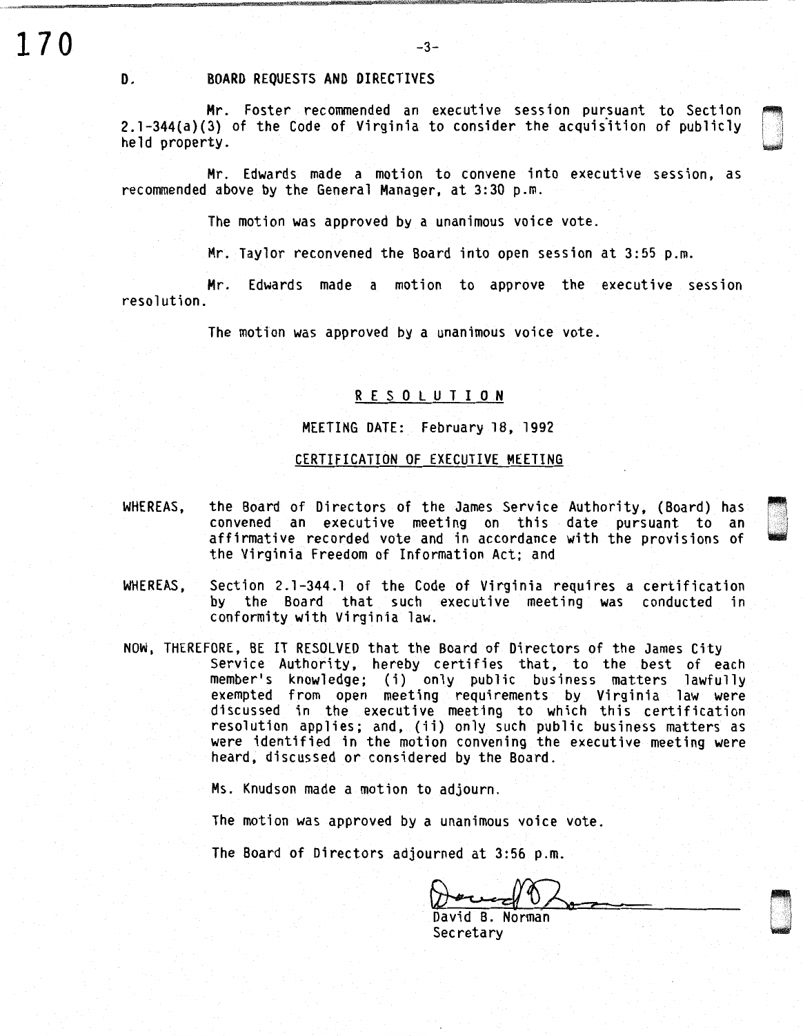D. BOARD REQUESTS AND DIRECTIVES

Mr. Foster recommended an executive session pursuant to Section 2.1-344(a)(3) of the Code of Virginia to consider the acquisition of publicly held property.

Mr. Edwards made a motion to convene into executive session, as recommended above by the General Manager, at 3:30 p.m.

The motion was approved by a unanimous voice vote.

Mr. Taylor reconvened the Board into open session at 3:55 p.m.

Mr. Edwards made a motion to approve the executive session resolution.

The motion was approved by a unanimous voice vote.

## RESOLUTION

MEETING DATE: February 18, 1992

CERTIFICATION OF EXECUTIVE MEETING

WHEREAS, the Board of Directors of the James Service Authority, (Board) has convened an executive meeting on this date pursuant to an affirmative recorded vote and in accordance with the provisions of the Virginia Freedom of Information Act; and

WHEREAS, Section 2.1-344.1 of the Code of Virginia requires a certification by the Board that such executive meeting was conducted in conformity with Virginia law.

NOW, THEREFORE, BE IT RESOLVED that the Board of Directors of the James City Service Authority, hereby certifies that, to the best of each member's knowledge; (i) only public business matters lawfully exempted from open meeting requirements by Virginia law were discussed in the executive meeting to which this certification resolution applies; and, (ii) only such public business matters as were identified in the motion convening the executive meeting were heard, discussed or considered by the Board.

Ms. Knudson made a motion to adjourn.

The motion was approved by a unanimous voice vote.

The Board of Directors adjourned at 3:56 p.m.

David B. Norman
Secretary